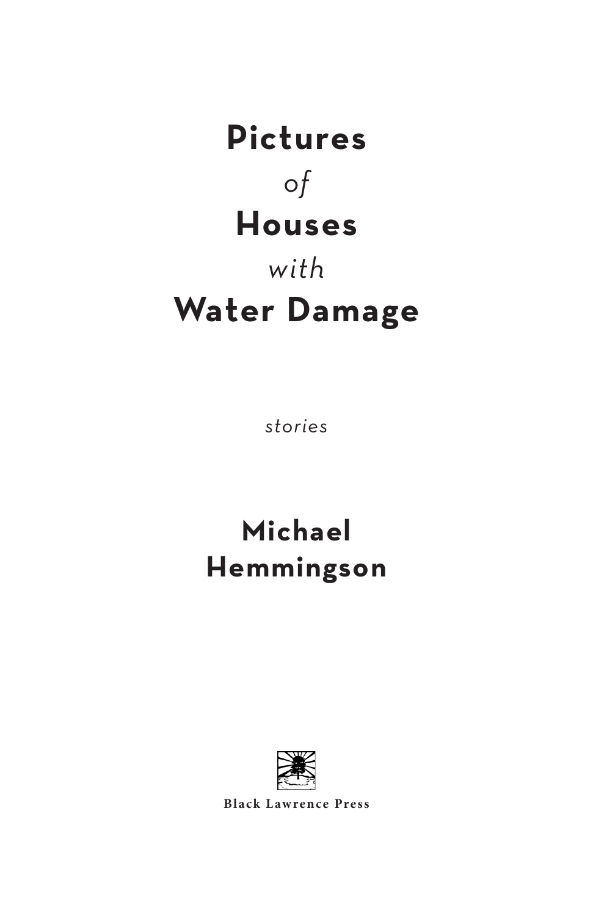# Pictures *of* Houses *with* Water Damage

*stories*

**Michael Hemmingson**

Black Lawrence Press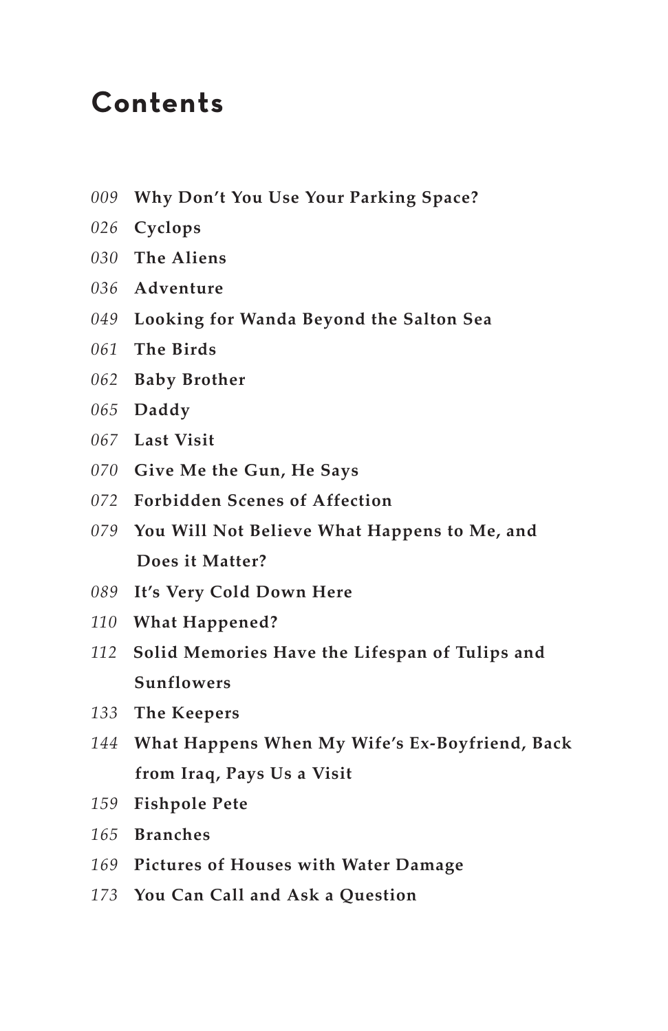# Contents

*009* **Why Don't You Use Your Parking Space?**

*026* **Cyclops**

*030* **The Aliens**

*036* **Adventure**

*049* **Looking for Wanda Beyond the Salton Sea**

*061* **The Birds**

*062* **Baby Brother**

*065* **Daddy**

*067* **Last Visit**

*070* **Give Me the Gun, He Says**

*072* **Forbidden Scenes of Affection**

*079* **You Will Not Believe What Happens to Me, and Does it Matter?**

*089* **It's Very Cold Down Here**

*110* **What Happened?**

*112* **Solid Memories Have the Lifespan of Tulips and Sunflowers**

*133* **The Keepers**

*144* **What Happens When My Wife's Ex-Boyfriend, Back from Iraq, Pays Us a Visit**

*159* **Fishpole Pete**

*165* **Branches**

*169* **Pictures of Houses with Water Damage**

*173* **You Can Call and Ask a Question**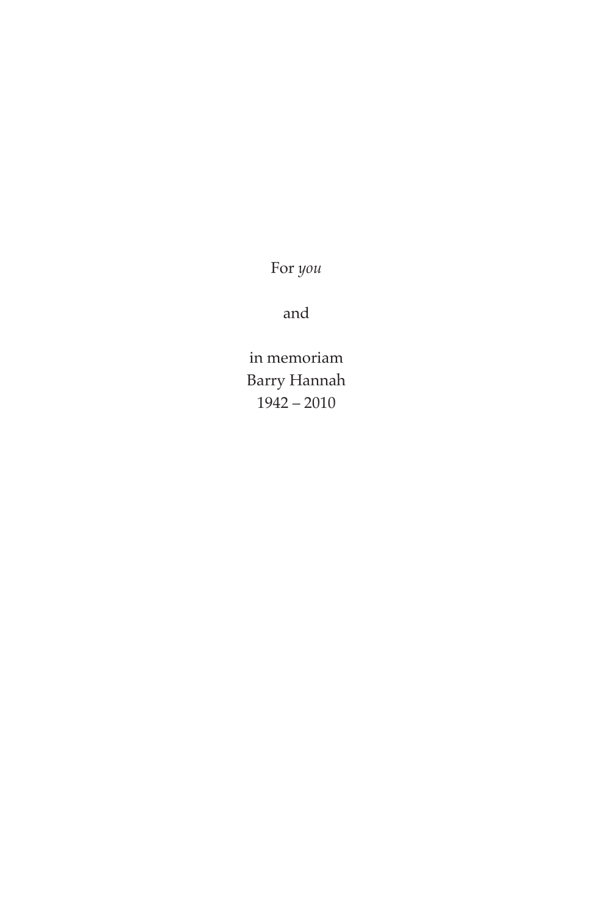For *you*

and

in memoriam  
Barry Hannah  
1942 – 2010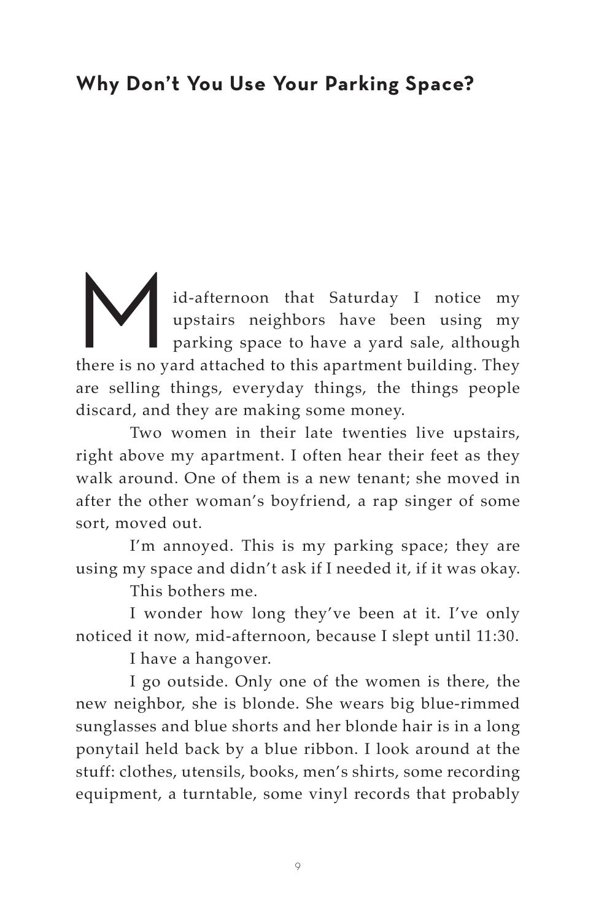## Why Don't You Use Your Parking Space?

Mid-afternoon that Saturday I notice my upstairs neighbors have been using my parking space to have a yard sale, although there is no yard attached to this apartment building. They are selling things, everyday things, the things people discard, and they are making some money.

Two women in their late twenties live upstairs, right above my apartment. I often hear their feet as they walk around. One of them is a new tenant; she moved in after the other woman's boyfriend, a rap singer of some sort, moved out.

I'm annoyed. This is my parking space; they are using my space and didn't ask if I needed it, if it was okay.

This bothers me.

I wonder how long they've been at it. I've only noticed it now, mid-afternoon, because I slept until 11:30.

I have a hangover.

I go outside. Only one of the women is there, the new neighbor, she is blonde. She wears big blue-rimmed sunglasses and blue shorts and her blonde hair is in a long ponytail held back by a blue ribbon. I look around at the stuff: clothes, utensils, books, men's shirts, some recording equipment, a turntable, some vinyl records that probably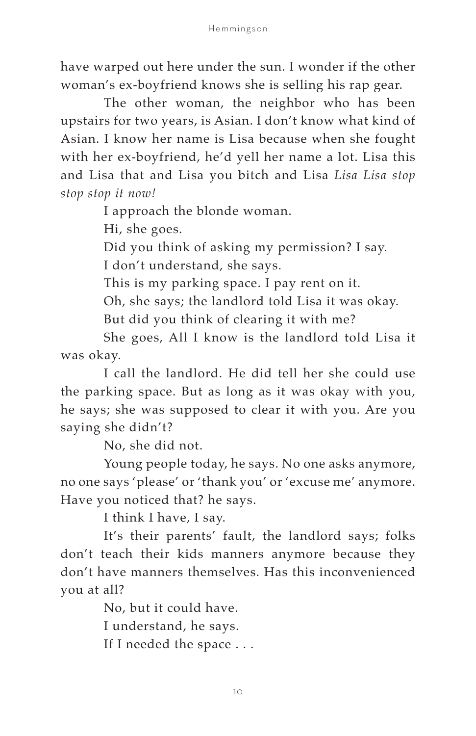have warped out here under the sun. I wonder if the other woman's ex-boyfriend knows she is selling his rap gear.

The other woman, the neighbor who has been upstairs for two years, is Asian. I don't know what kind of Asian. I know her name is Lisa because when she fought with her ex-boyfriend, he'd yell her name a lot. Lisa this and Lisa that and Lisa you bitch and Lisa *Lisa Lisa stop stop stop it now!*

I approach the blonde woman.

Hi, she goes.

Did you think of asking my permission? I say.

I don't understand, she says.

This is my parking space. I pay rent on it.

Oh, she says; the landlord told Lisa it was okay.

But did you think of clearing it with me?

She goes, All I know is the landlord told Lisa it was okay.

I call the landlord. He did tell her she could use the parking space. But as long as it was okay with you, he says; she was supposed to clear it with you. Are you saying she didn't?

No, she did not.

Young people today, he says. No one asks anymore, no one says 'please' or 'thank you' or 'excuse me' anymore. Have you noticed that? he says.

I think I have, I say.

It's their parents' fault, the landlord says; folks don't teach their kids manners anymore because they don't have manners themselves. Has this inconvenienced you at all?

No, but it could have.

I understand, he says.

If I needed the space . . .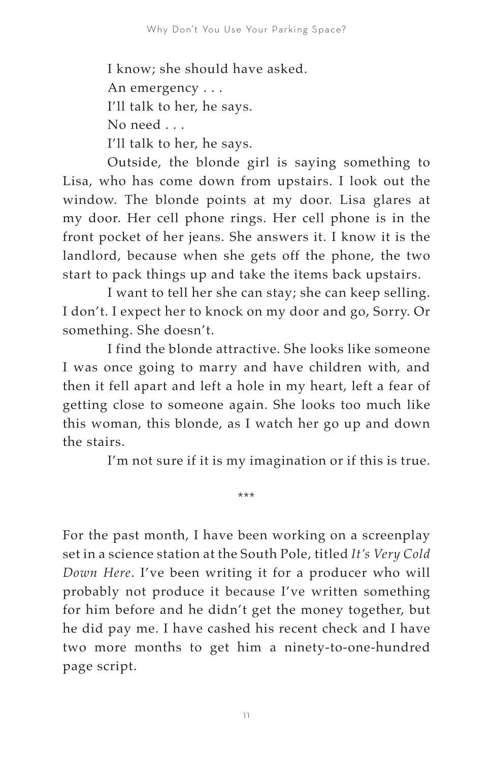I know; she should have asked.

An emergency . . .

I'll talk to her, he says.

No need . . .

I'll talk to her, he says.

Outside, the blonde girl is saying something to Lisa, who has come down from upstairs. I look out the window. The blonde points at my door. Lisa glares at my door. Her cell phone rings. Her cell phone is in the front pocket of her jeans. She answers it. I know it is the landlord, because when she gets off the phone, the two start to pack things up and take the items back upstairs.

I want to tell her she can stay; she can keep selling. I don't. I expect her to knock on my door and go, Sorry. Or something. She doesn't.

I find the blonde attractive. She looks like someone I was once going to marry and have children with, and then it fell apart and left a hole in my heart, left a fear of getting close to someone again. She looks too much like this woman, this blonde, as I watch her go up and down the stairs.

I'm not sure if it is my imagination or if this is true.

***

For the past month, I have been working on a screenplay set in a science station at the South Pole, titled *It's Very Cold Down Here*. I've been writing it for a producer who will probably not produce it because I've written something for him before and he didn't get the money together, but he did pay me. I have cashed his recent check and I have two more months to get him a ninety-to-one-hundred page script.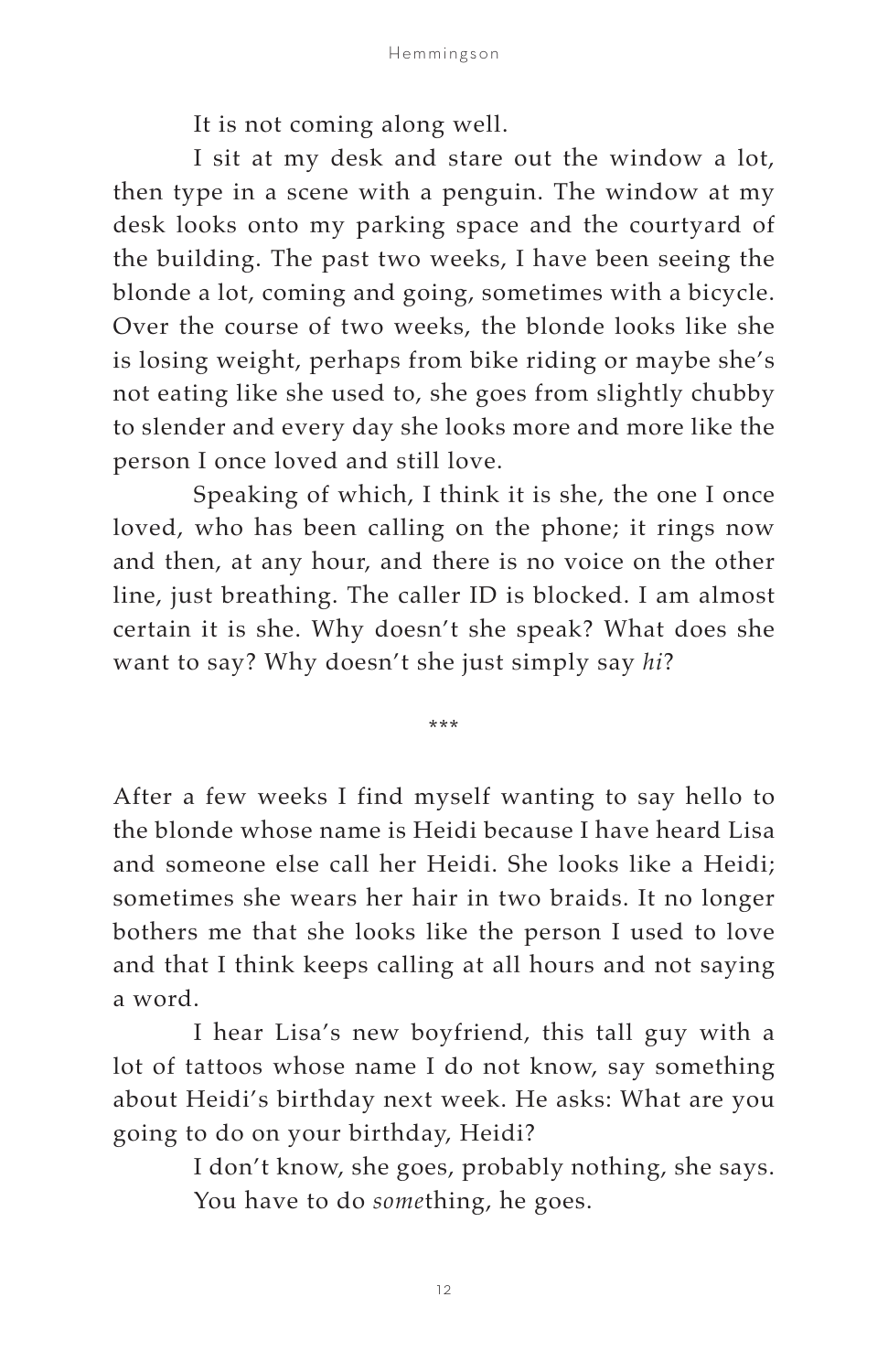It is not coming along well.

I sit at my desk and stare out the window a lot, then type in a scene with a penguin. The window at my desk looks onto my parking space and the courtyard of the building. The past two weeks, I have been seeing the blonde a lot, coming and going, sometimes with a bicycle. Over the course of two weeks, the blonde looks like she is losing weight, perhaps from bike riding or maybe she's not eating like she used to, she goes from slightly chubby to slender and every day she looks more and more like the person I once loved and still love.

Speaking of which, I think it is she, the one I once loved, who has been calling on the phone; it rings now and then, at any hour, and there is no voice on the other line, just breathing. The caller ID is blocked. I am almost certain it is she. Why doesn't she speak? What does she want to say? Why doesn't she just simply say *hi*?

\*\*\*

After a few weeks I find myself wanting to say hello to the blonde whose name is Heidi because I have heard Lisa and someone else call her Heidi. She looks like a Heidi; sometimes she wears her hair in two braids. It no longer bothers me that she looks like the person I used to love and that I think keeps calling at all hours and not saying a word.

I hear Lisa's new boyfriend, this tall guy with a lot of tattoos whose name I do not know, say something about Heidi's birthday next week. He asks: What are you going to do on your birthday, Heidi?

I don't know, she goes, probably nothing, she says.

You have to do *some*thing, he goes.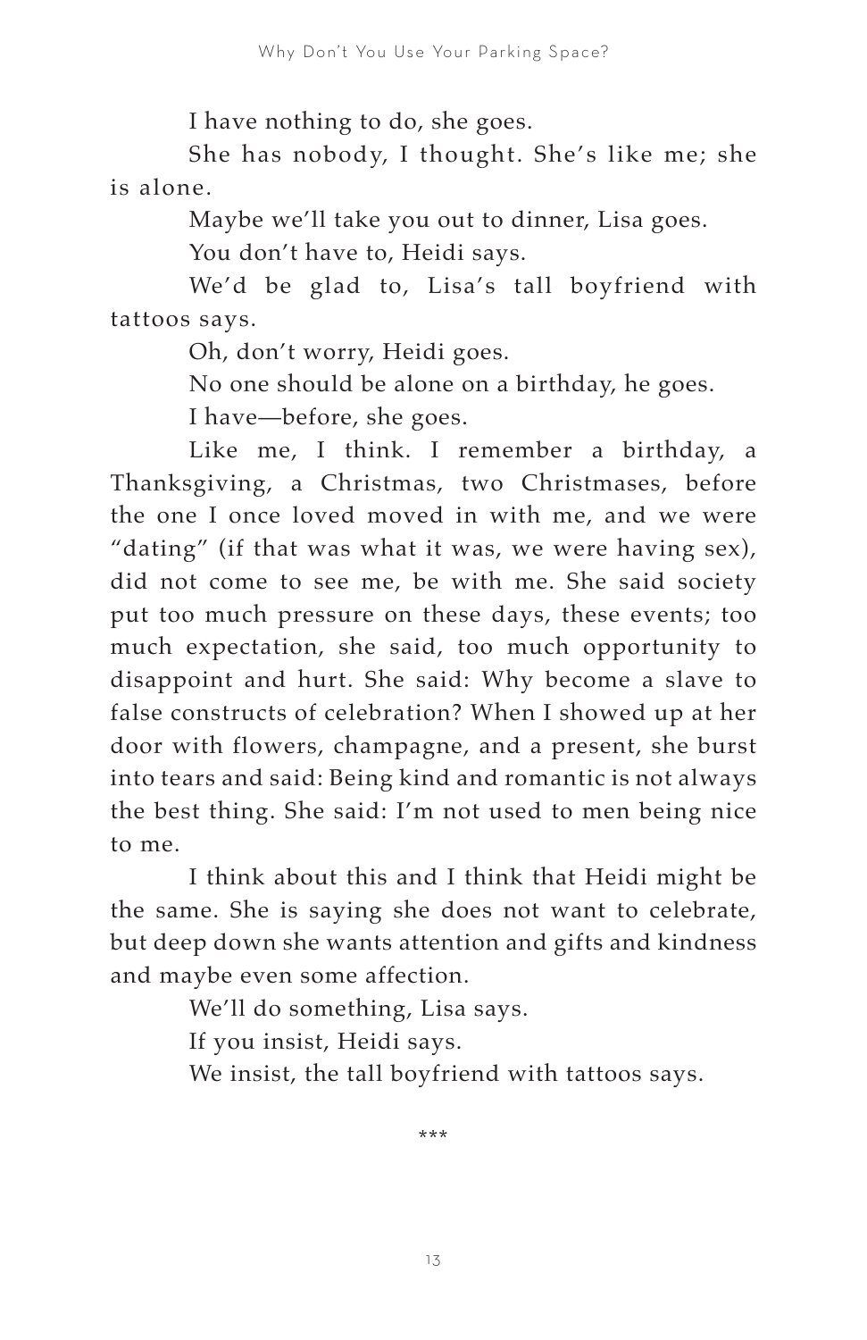I have nothing to do, she goes.

She has nobody, I thought. She's like me; she is alone.

Maybe we'll take you out to dinner, Lisa goes.

You don't have to, Heidi says.

We'd be glad to, Lisa's tall boyfriend with tattoos says.

Oh, don't worry, Heidi goes.

No one should be alone on a birthday, he goes.

I have—before, she goes.

Like me, I think. I remember a birthday, a Thanksgiving, a Christmas, two Christmases, before the one I once loved moved in with me, and we were "dating" (if that was what it was, we were having sex), did not come to see me, be with me. She said society put too much pressure on these days, these events; too much expectation, she said, too much opportunity to disappoint and hurt. She said: Why become a slave to false constructs of celebration? When I showed up at her door with flowers, champagne, and a present, she burst into tears and said: Being kind and romantic is not always the best thing. She said: I'm not used to men being nice to me.

I think about this and I think that Heidi might be the same. She is saying she does not want to celebrate, but deep down she wants attention and gifts and kindness and maybe even some affection.

We'll do something, Lisa says.

If you insist, Heidi says.

We insist, the tall boyfriend with tattoos says.

***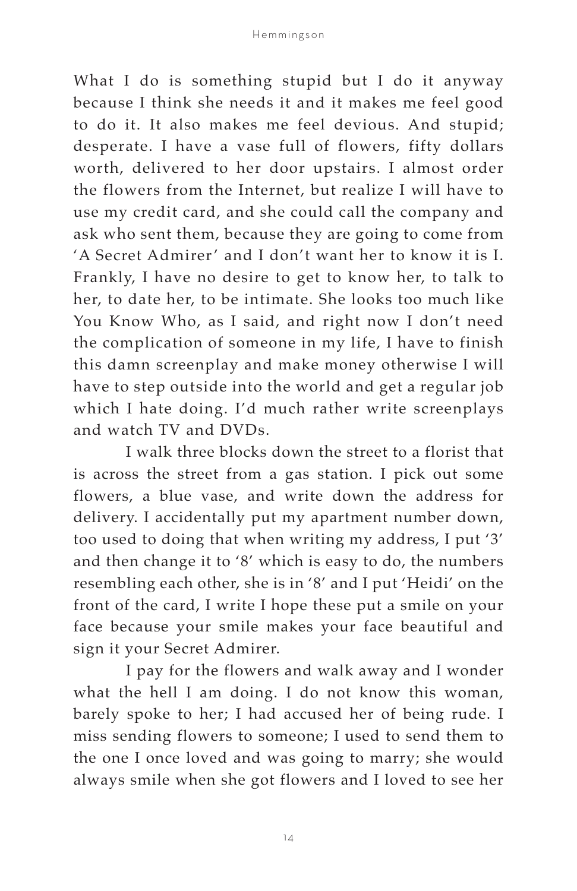What I do is something stupid but I do it anyway because I think she needs it and it makes me feel good to do it. It also makes me feel devious. And stupid; desperate. I have a vase full of flowers, fifty dollars worth, delivered to her door upstairs. I almost order the flowers from the Internet, but realize I will have to use my credit card, and she could call the company and ask who sent them, because they are going to come from 'A Secret Admirer' and I don't want her to know it is I. Frankly, I have no desire to get to know her, to talk to her, to date her, to be intimate. She looks too much like You Know Who, as I said, and right now I don't need the complication of someone in my life, I have to finish this damn screenplay and make money otherwise I will have to step outside into the world and get a regular job which I hate doing. I'd much rather write screenplays and watch TV and DVDs.

I walk three blocks down the street to a florist that is across the street from a gas station. I pick out some flowers, a blue vase, and write down the address for delivery. I accidentally put my apartment number down, too used to doing that when writing my address, I put '3' and then change it to '8' which is easy to do, the numbers resembling each other, she is in '8' and I put 'Heidi' on the front of the card, I write I hope these put a smile on your face because your smile makes your face beautiful and sign it your Secret Admirer.

I pay for the flowers and walk away and I wonder what the hell I am doing. I do not know this woman, barely spoke to her; I had accused her of being rude. I miss sending flowers to someone; I used to send them to the one I once loved and was going to marry; she would always smile when she got flowers and I loved to see her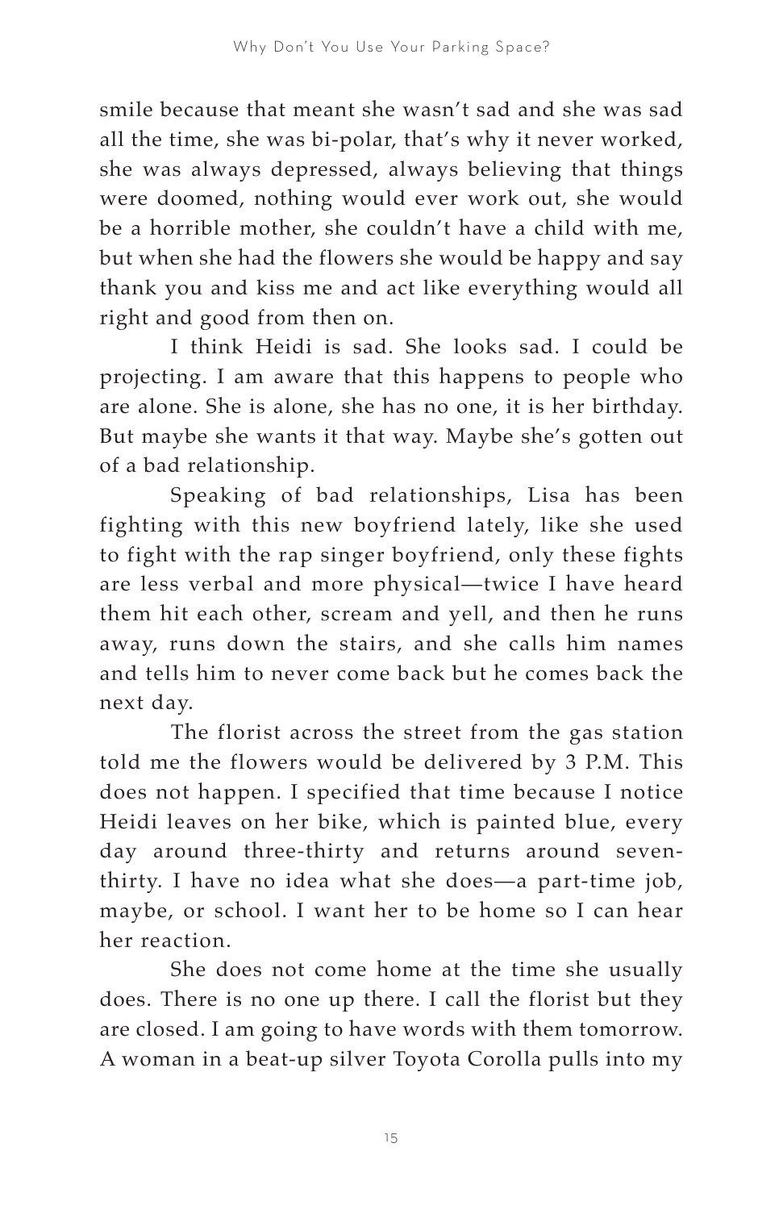smile because that meant she wasn't sad and she was sad all the time, she was bi-polar, that's why it never worked, she was always depressed, always believing that things were doomed, nothing would ever work out, she would be a horrible mother, she couldn't have a child with me, but when she had the flowers she would be happy and say thank you and kiss me and act like everything would all right and good from then on.

I think Heidi is sad. She looks sad. I could be projecting. I am aware that this happens to people who are alone. She is alone, she has no one, it is her birthday. But maybe she wants it that way. Maybe she's gotten out of a bad relationship.

Speaking of bad relationships, Lisa has been fighting with this new boyfriend lately, like she used to fight with the rap singer boyfriend, only these fights are less verbal and more physical—twice I have heard them hit each other, scream and yell, and then he runs away, runs down the stairs, and she calls him names and tells him to never come back but he comes back the next day.

The florist across the street from the gas station told me the flowers would be delivered by 3 P.M. This does not happen. I specified that time because I notice Heidi leaves on her bike, which is painted blue, every day around three-thirty and returns around seven-thirty. I have no idea what she does—a part-time job, maybe, or school. I want her to be home so I can hear her reaction.

She does not come home at the time she usually does. There is no one up there. I call the florist but they are closed. I am going to have words with them tomorrow. A woman in a beat-up silver Toyota Corolla pulls into my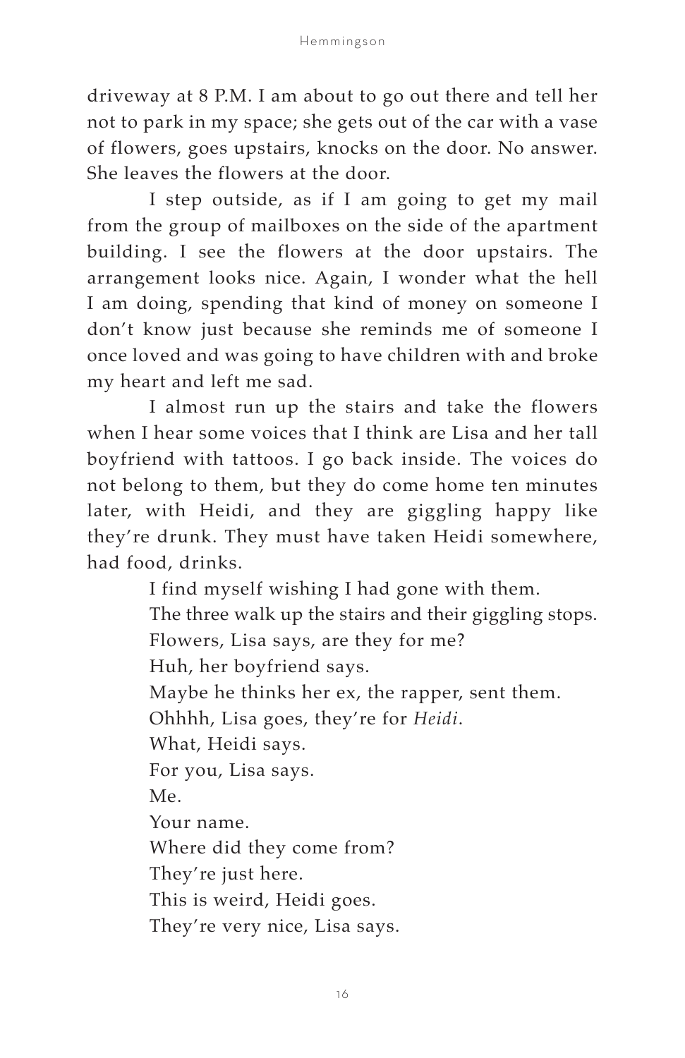driveway at 8 P.M. I am about to go out there and tell her not to park in my space; she gets out of the car with a vase of flowers, goes upstairs, knocks on the door. No answer. She leaves the flowers at the door.

I step outside, as if I am going to get my mail from the group of mailboxes on the side of the apartment building. I see the flowers at the door upstairs. The arrangement looks nice. Again, I wonder what the hell I am doing, spending that kind of money on someone I don't know just because she reminds me of someone I once loved and was going to have children with and broke my heart and left me sad.

I almost run up the stairs and take the flowers when I hear some voices that I think are Lisa and her tall boyfriend with tattoos. I go back inside. The voices do not belong to them, but they do come home ten minutes later, with Heidi, and they are giggling happy like they're drunk. They must have taken Heidi somewhere, had food, drinks.

I find myself wishing I had gone with them.

The three walk up the stairs and their giggling stops.

Flowers, Lisa says, are they for me?

Huh, her boyfriend says.

Maybe he thinks her ex, the rapper, sent them.

Ohhhh, Lisa goes, they're for *Heidi*.

What, Heidi says.

For you, Lisa says.

Me.

Your name.

Where did they come from?

They're just here.

This is weird, Heidi goes.

They're very nice, Lisa says.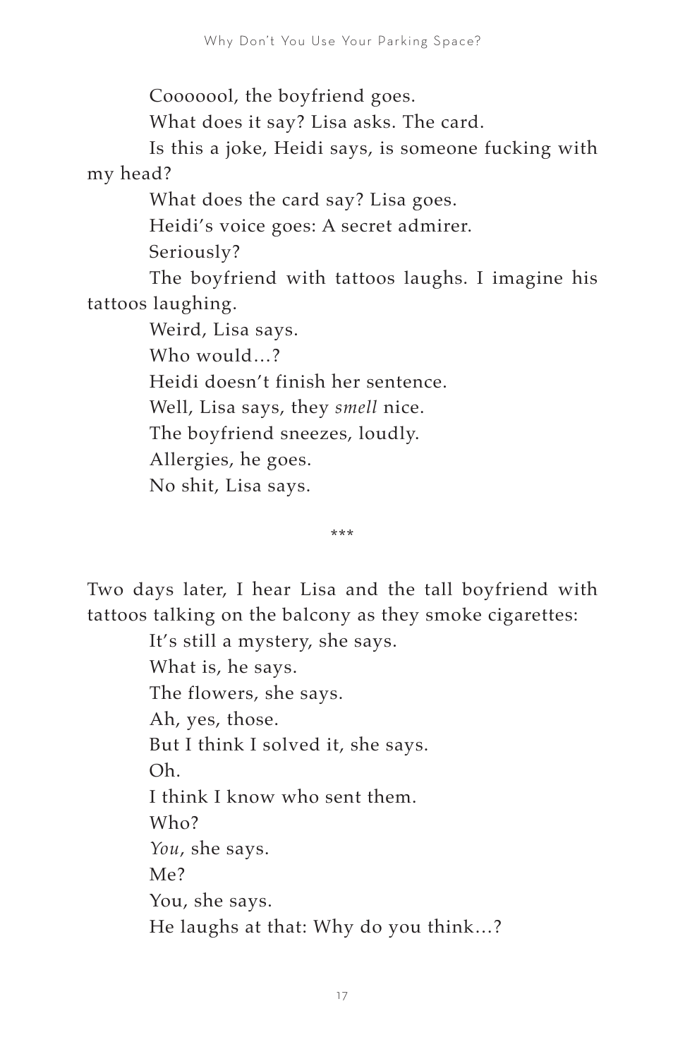Coooooool, the boyfriend goes.

What does it say? Lisa asks. The card.

Is this a joke, Heidi says, is someone fucking with my head?

What does the card say? Lisa goes.

Heidi's voice goes: A secret admirer.

Seriously?

The boyfriend with tattoos laughs. I imagine his tattoos laughing.

Weird, Lisa says.

Who would…?

Heidi doesn't finish her sentence.

Well, Lisa says, they *smell* nice.

The boyfriend sneezes, loudly.

Allergies, he goes.

No shit, Lisa says.

\*\*\*

Two days later, I hear Lisa and the tall boyfriend with tattoos talking on the balcony as they smoke cigarettes:

It's still a mystery, she says.

What is, he says.

The flowers, she says.

Ah, yes, those.

But I think I solved it, she says.

Oh.

I think I know who sent them.

Who?

*You*, she says.

Me?

You, she says.

He laughs at that: Why do you think…?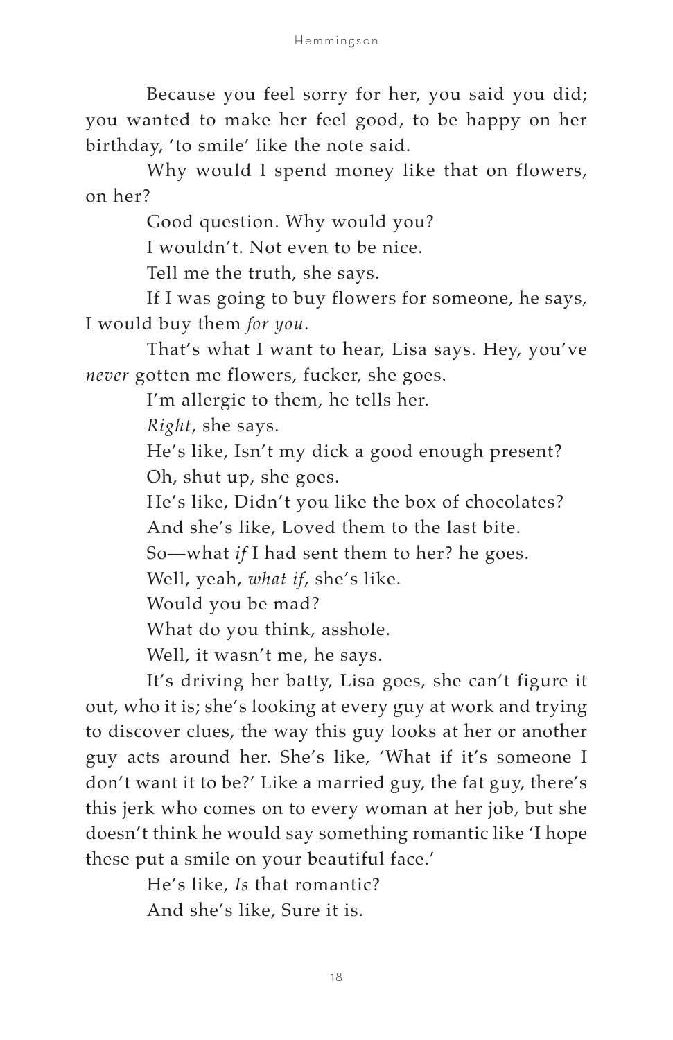Because you feel sorry for her, you said you did; you wanted to make her feel good, to be happy on her birthday, 'to smile' like the note said.

Why would I spend money like that on flowers, on her?

Good question. Why would you?

I wouldn't. Not even to be nice.

Tell me the truth, she says.

If I was going to buy flowers for someone, he says, I would buy them *for you*.

That's what I want to hear, Lisa says. Hey, you've *never* gotten me flowers, fucker, she goes.

I'm allergic to them, he tells her.

*Right*, she says.

He's like, Isn't my dick a good enough present?

Oh, shut up, she goes.

He's like, Didn't you like the box of chocolates?

And she's like, Loved them to the last bite.

So—what *if* I had sent them to her? he goes.

Well, yeah, *what if*, she's like.

Would you be mad?

What do you think, asshole.

Well, it wasn't me, he says.

It's driving her batty, Lisa goes, she can't figure it out, who it is; she's looking at every guy at work and trying to discover clues, the way this guy looks at her or another guy acts around her. She's like, 'What if it's someone I don't want it to be?' Like a married guy, the fat guy, there's this jerk who comes on to every woman at her job, but she doesn't think he would say something romantic like 'I hope these put a smile on your beautiful face.'

He's like, *Is* that romantic?

And she's like, Sure it is.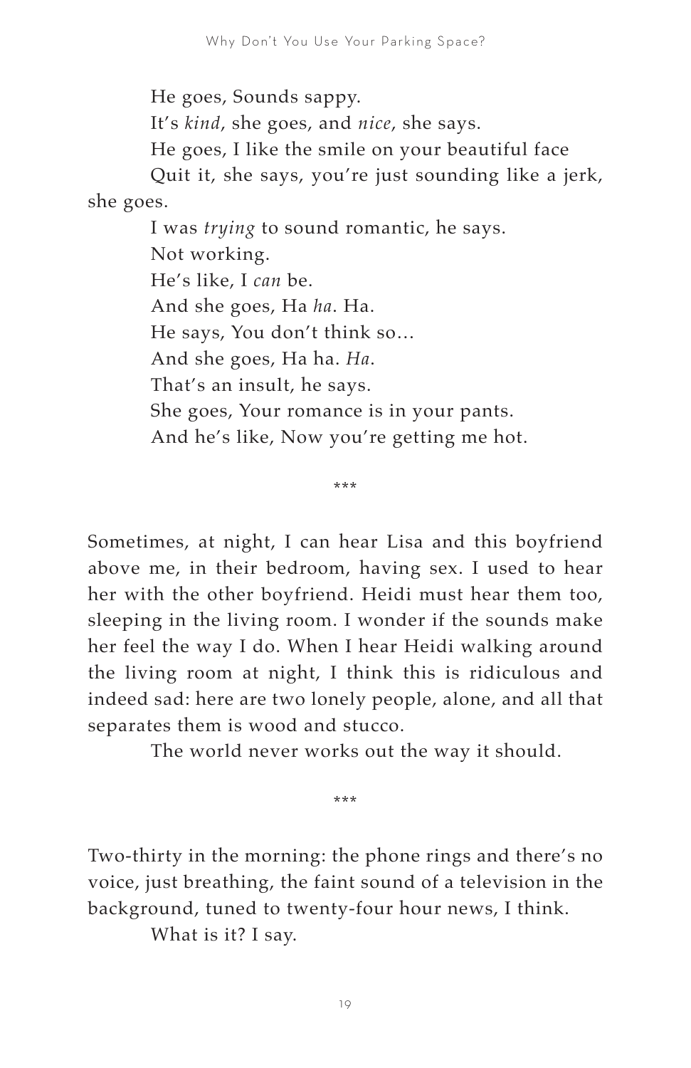He goes, Sounds sappy.

It's *kind*, she goes, and *nice*, she says.

He goes, I like the smile on your beautiful face

Quit it, she says, you're just sounding like a jerk, she goes.

I was *trying* to sound romantic, he says.

Not working.

He's like, I *can* be.

And she goes, Ha *ha*. Ha.

He says, You don't think so…

And she goes, Ha ha. *Ha*.

That's an insult, he says.

She goes, Your romance is in your pants.

And he's like, Now you're getting me hot.

\*\*\*

Sometimes, at night, I can hear Lisa and this boyfriend above me, in their bedroom, having sex. I used to hear her with the other boyfriend. Heidi must hear them too, sleeping in the living room. I wonder if the sounds make her feel the way I do. When I hear Heidi walking around the living room at night, I think this is ridiculous and indeed sad: here are two lonely people, alone, and all that separates them is wood and stucco.

The world never works out the way it should.

\*\*\*

Two-thirty in the morning: the phone rings and there's no voice, just breathing, the faint sound of a television in the background, tuned to twenty-four hour news, I think.

What is it? I say.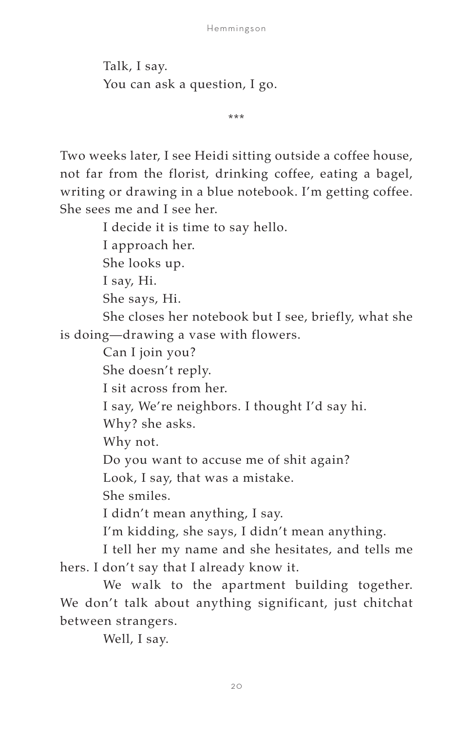Talk, I say.

You can ask a question, I go.

\*\*\*

Two weeks later, I see Heidi sitting outside a coffee house, not far from the florist, drinking coffee, eating a bagel, writing or drawing in a blue notebook. I'm getting coffee. She sees me and I see her.

I decide it is time to say hello.

I approach her.

She looks up.

I say, Hi.

She says, Hi.

She closes her notebook but I see, briefly, what she is doing—drawing a vase with flowers.

Can I join you?

She doesn't reply.

I sit across from her.

I say, We're neighbors. I thought I'd say hi.

Why? she asks.

Why not.

Do you want to accuse me of shit again?

Look, I say, that was a mistake.

She smiles.

I didn't mean anything, I say.

I'm kidding, she says, I didn't mean anything.

I tell her my name and she hesitates, and tells me hers. I don't say that I already know it.

We walk to the apartment building together. We don't talk about anything significant, just chitchat between strangers.

Well, I say.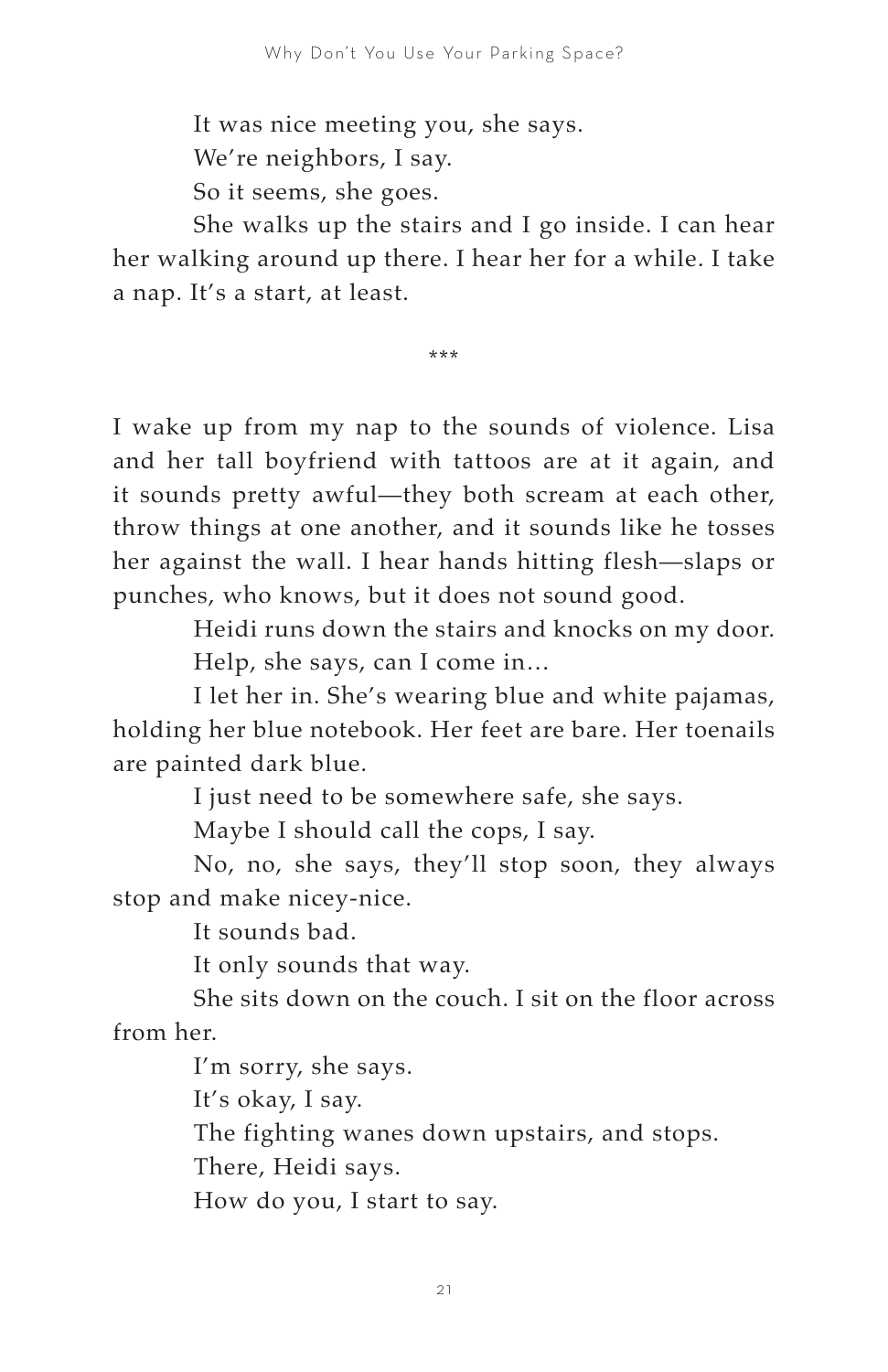It was nice meeting you, she says.

We're neighbors, I say.

So it seems, she goes.

She walks up the stairs and I go inside. I can hear her walking around up there. I hear her for a while. I take a nap. It's a start, at least.

***

I wake up from my nap to the sounds of violence. Lisa and her tall boyfriend with tattoos are at it again, and it sounds pretty awful—they both scream at each other, throw things at one another, and it sounds like he tosses her against the wall. I hear hands hitting flesh—slaps or punches, who knows, but it does not sound good.

Heidi runs down the stairs and knocks on my door.

Help, she says, can I come in…

I let her in. She's wearing blue and white pajamas, holding her blue notebook. Her feet are bare. Her toenails are painted dark blue.

I just need to be somewhere safe, she says.

Maybe I should call the cops, I say.

No, no, she says, they'll stop soon, they always stop and make nicey-nice.

It sounds bad.

It only sounds that way.

She sits down on the couch. I sit on the floor across from her.

I'm sorry, she says.

It's okay, I say.

The fighting wanes down upstairs, and stops.

There, Heidi says.

How do you, I start to say.